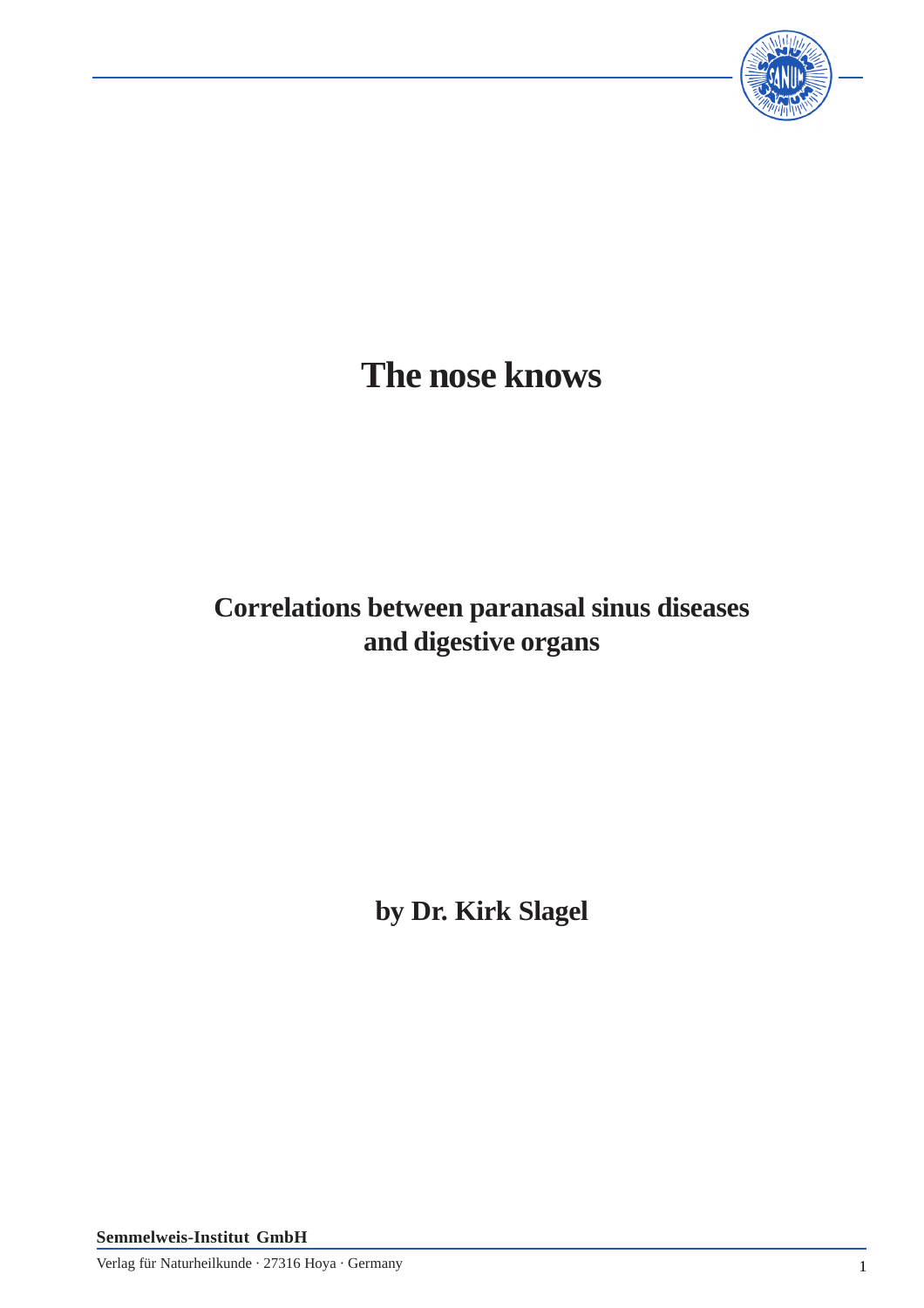# The nose knows

## Correlations between paranasal sinus diseases and digestive organs

**by Dr. Kirk Slagel**

**Semmelweis-Institut GmbH**

Verlag für Naturheilkunde · 27316 Hoya · Germany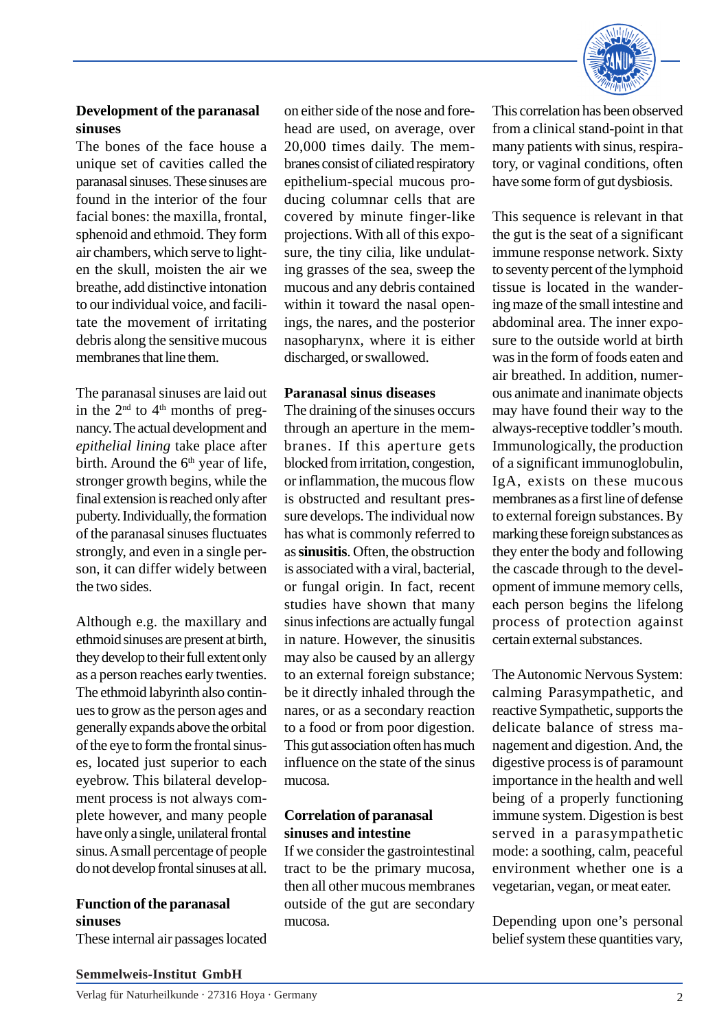## Development of the paranasal sinuses

The bones of the face house a unique set of cavities called the paranasal sinuses. These sinuses are found in the interior of the four facial bones: the maxilla, frontal, sphenoid and ethmoid. They form light air chambers, which serve to lighten the skull, moisten the air we breathe, add distinctive intonation to our individual voice, and facilitate the movement of irritating debris along the sensitive mucous membranes that line them.

The paranasal sinuses are laid out in the 2nd to 4th months of pregnancy. The actual development and *epithelial lining* take place after birth. Around the 6th year of life, stronger growth begins, while the final extension is reached only after puberty. Individually, the formation of the paranasal sinuses fluctuates strongly, and even in a single person, it can differ widely between the two sides.

Although e.g. the maxillary and ethmoid sinuses are present at birth, they develop to their full extent only as a person reaches early twenties. The ethmoid labyrinth also continues to grow as the person ages and generally expands above the orbital of the eye to form the frontal sinuses, located just superior to each eyebrow. This bilateral development process is not always complete however, and many people have only a single, unilateral frontal sinus. A small percentage of people do not develop frontal sinuses at all.

## Function of the paranasal sinuses

These internal air passages located on either side of the nose and forehead are used, on average, over 20,000 times daily. The membranes consist of ciliated respiratory epithelium-special mucous producing columnar cells that are covered by minute finger-like projections. With all of this exposure, the tiny cilia, like undulating grasses of the sea, sweep the mucous and any debris contained within it toward the nasal openings, the nares, and the posterior nasopharynx, where it is either discharged, or swallowed.

## Paranasal sinus diseases

The draining of the sinuses occurs through an aperture in the membranes. If this aperture gets blocked from irritation, congestion, or inflammation, the mucous flow is obstructed and resultant pressure develops. The individual now has what is commonly referred to as **sinusitis**. Often, the obstruction is associated with a viral, bacterial, or fungal origin. In fact, recent studies have shown that many sinus infections are actually fungal in nature. However, the sinusitis may also be caused by an allergy to an external foreign substance; be it directly inhaled through the nares, or as a secondary reaction to a food or from poor digestion. This gut association often has much influence on the state of the sinus mucosa.

## Correlation of paranasal sinuses and intestine

If we consider the gastrointestinal tract to be the primary mucosa, then all other mucous membranes outside of the gut are secondary mucosa.

This correlation has been observed from a clinical stand-point in that many patients with sinus, respiratory, or vaginal conditions, often have some form of gut dysbiosis.

This sequence is relevant in that the gut is the seat of a significant immune response network. Sixty to seventy percent of the lymphoid tissue is located in the wandering maze of the small intestine and abdominal area. The inner exposure to the outside world at birth was in the form of foods eaten and air breathed. In addition, numerous animate and inanimate objects may have found their way to the always-receptive toddler's mouth. Immunologically, the production of a significant immunoglobulin, IgA, exists on these mucous membranes as a first line of defense to external foreign substances. By marking these foreign substances as they enter the body and following the cascade through to the development of immune memory cells, each person begins the lifelong process of protection against certain external substances.

The Autonomic Nervous System: calming Parasympathetic, and reactive Sympathetic, supports the delicate balance of stress management and digestion. And, the digestive process is of paramount importance in the health and well being of a properly functioning immune system. Digestion is best served in a parasympathetic mode: a soothing, calm, peaceful environment whether one is a vegetarian, vegan, or meat eater.

Depending upon one's personal belief system these quantities vary,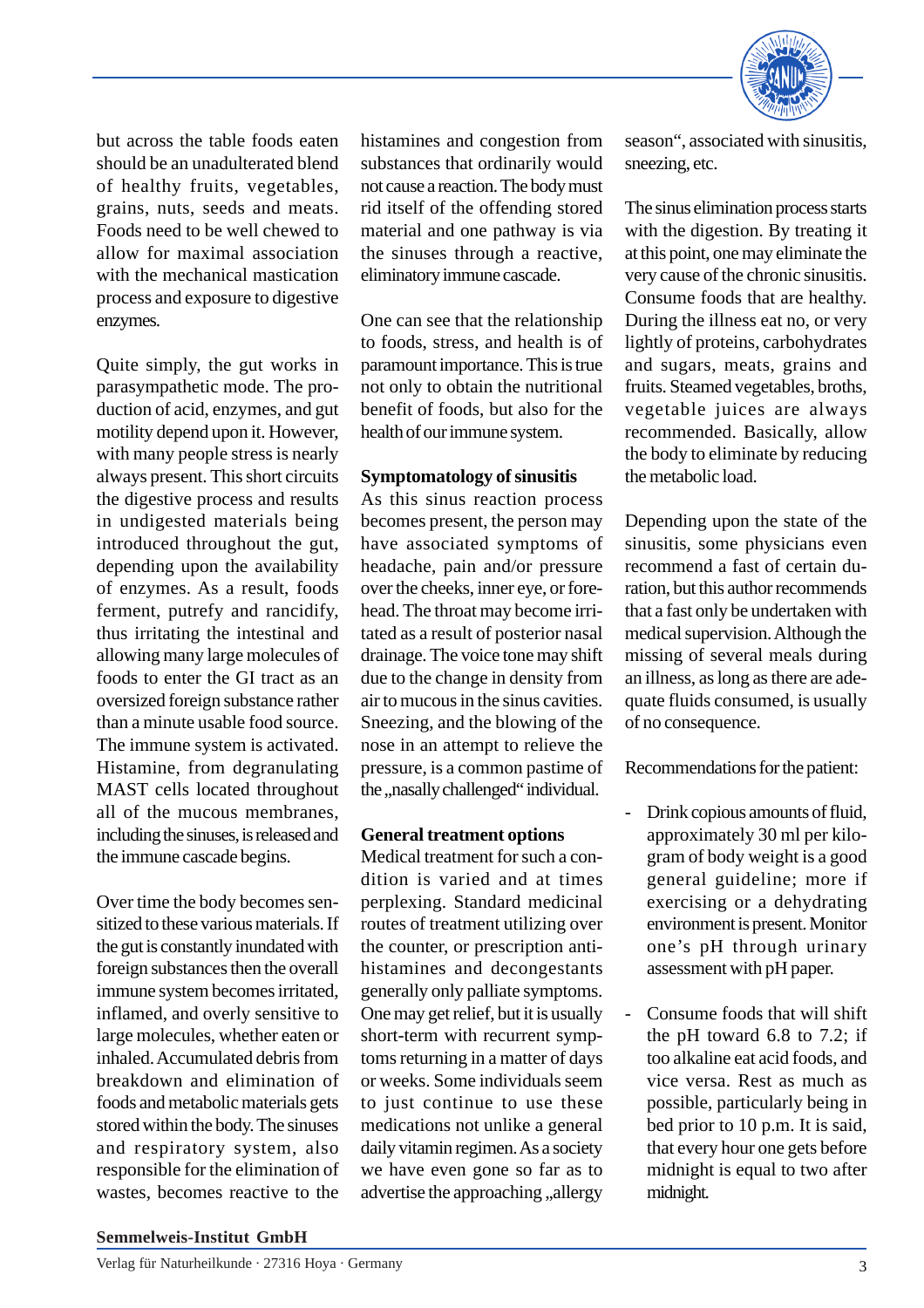but across the table foods eaten should be an unadulterated blend of healthy fruits, vegetables, grains, nuts, seeds and meats. Foods need to be well chewed to allow for maximal association with the mechanical mastication process and exposure to digestive enzymes.

Quite simply, the gut works in parasympathetic mode. The production of acid, enzymes, and gut motility depend upon it. However, with many people stress is nearly always present. This short circuits the digestive process and results in undigested materials being introduced throughout the gut, depending upon the availability of enzymes. As a result, foods ferment, putrefy and rancidify, thus irritating the intestinal and allowing many large molecules of foods to enter the GI tract as an oversized foreign substance rather than a minute usable food source. The immune system is activated. Histamine, from degranulating MAST cells located throughout all of the mucous membranes, including the sinuses, is released and the immune cascade begins.

Over time the body becomes sensitized to these various materials. If the gut is constantly inundated with foreign substances then the overall immune system becomes irritated, inflamed, and overly sensitive to large molecules, whether eaten or inhaled. Accumulated debris from breakdown and elimination of foods and metabolic materials gets stored within the body. The sinuses and respiratory system, also responsible for the elimination of wastes, becomes reactive to the histamines and congestion from substances that ordinarily would not cause a reaction. The body must rid itself of the offending stored material and one pathway is via the sinuses through a reactive, eliminatory immune cascade.

One can see that the relationship to foods, stress, and health is of paramount importance. This is true not only to obtain the nutritional benefit of foods, but also for the health of our immune system.

**Symptomatology of sinusitis**

As this sinus reaction process becomes present, the person may have associated symptoms of headache, pain and/or pressure over the cheeks, inner eye, or forehead. The throat may become irritated as a result of posterior nasal drainage. The voice tone may shift due to the change in density from air to mucous in the sinus cavities. Sneezing, and the blowing of the nose in an attempt to relieve the pressure, is a common pastime of the „nasally challenged“ individual.

**General treatment options**

Medical treatment for such a condition is varied and at times perplexing. Standard medicinal routes of treatment utilizing over the counter, or prescription antihistamines and decongestants generally only palliate symptoms. One may get relief, but it is usually short-term with recurrent symptoms returning in a matter of days or weeks. Some individuals seem to just continue to use these medications not unlike a general daily vitamin regimen. As a society we have even gone so far as to advertise the approaching „allergy season“, associated with sinusitis, sneezing, etc.

The sinus elimination process starts with the digestion. By treating it at this point, one may eliminate the very cause of the chronic sinusitis. Consume foods that are healthy. During the illness eat no, or very lightly of proteins, carbohydrates and sugars, meats, grains and fruits. Steamed vegetables, broths, vegetable juices are always recommended. Basically, allow the body to eliminate by reducing the metabolic load.

Depending upon the state of the sinusitis, some physicians even recommend a fast of certain duration, but this author recommends that a fast only be undertaken with medical supervision. Although the missing of several meals during an illness, as long as there are adequate fluids consumed, is usually of no consequence.

Recommendations for the patient:

- Drink copious amounts of fluid, approximately 30 ml per kilogram of body weight is a good general guideline; more if exercising or a dehydrating environment is present. Monitor one’s pH through urinary assessment with pH paper.

- Consume foods that will shift the pH toward 6.8 to 7.2; if too alkaline eat acid foods, and vice versa. Rest as much as possible, particularly being in bed prior to 10 p.m. It is said, that every hour one gets before midnight is equal to two after midnight.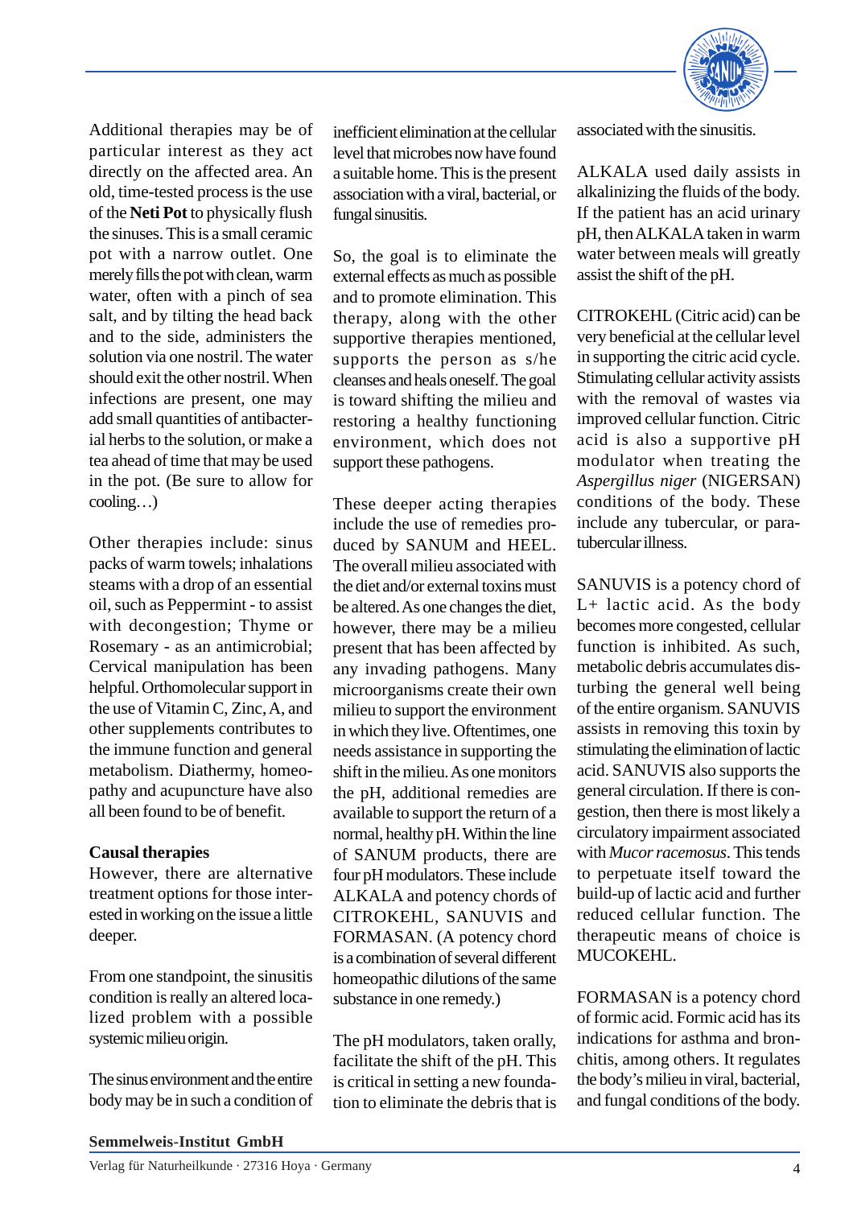Additional therapies may be of particular interest as they act directly on the affected area. An old, time-tested process is the use of the **Neti Pot** to physically flush the sinuses. This is a small ceramic pot with a narrow outlet. One merely fills the pot with clean, warm water, often with a pinch of sea salt, and by tilting the head back and to the side, administers the solution via one nostril. The water should exit the other nostril. When infections are present, one may add small quantities of antibacterial herbs to the solution, or make a tea ahead of time that may be used in the pot. (Be sure to allow for cooling…)

Other therapies include: sinus packs of warm towels; inhalations steams with a drop of an essential oil, such as Peppermint - to assist with decongestion; Thyme or Rosemary - as an antimicrobial; Cervical manipulation has been helpful. Orthomolecular support in the use of Vitamin C, Zinc, A, and other supplements contributes to the immune function and general metabolism. Diathermy, homeopathy and acupuncture have also all been found to be of benefit.

**Causal therapies**

However, there are alternative treatment options for those interested in working on the issue a little deeper.

From one standpoint, the sinusitis condition is really an altered localized problem with a possible systemic milieu origin.

The sinus environment and the entire body may be in such a condition of inefficient elimination at the cellular level that microbes now have found a suitable home. This is the present association with a viral, bacterial, or fungal sinusitis.

So, the goal is to eliminate the external effects as much as possible and to promote elimination. This therapy, along with the other supportive therapies mentioned, supports the person as s/he cleanses and heals oneself. The goal is toward shifting the milieu and restoring a healthy functioning environment, which does not support these pathogens.

These deeper acting therapies include the use of remedies produced by SANUM and HEEL. The overall milieu associated with the diet and/or external toxins must be altered. As one changes the diet, however, there may be a milieu present that has been affected by any invading pathogens. Many microorganisms create their own milieu to support the environment in which they live. Oftentimes, one needs assistance in supporting the shift in the milieu. As one monitors the pH, additional remedies are available to support the return of a normal, healthy pH. Within the line of SANUM products, there are four pH modulators. These include ALKALA and potency chords of CITROKEHL, SANUVIS and FORMASAN. (A potency chord is a combination of several different homeopathic dilutions of the same substance in one remedy.)

The pH modulators, taken orally, facilitate the shift of the pH. This is critical in setting a new foundation to eliminate the debris that is associated with the sinusitis.

ALKALA used daily assists in alkalinizing the fluids of the body. If the patient has an acid urinary pH, then ALKALA taken in warm water between meals will greatly assist the shift of the pH.

CITROKEHL (Citric acid) can be very beneficial at the cellular level in supporting the citric acid cycle. Stimulating cellular activity assists with the removal of wastes via improved cellular function. Citric acid is also a supportive pH modulator when treating the *Aspergillus niger* (NIGERSAN) conditions of the body. These include any tubercular, or paratubercular illness.

SANUVIS is a potency chord of L+ lactic acid. As the body becomes more congested, cellular function is inhibited. As such, metabolic debris accumulates disturbing the general well being of the entire organism. SANUVIS assists in removing this toxin by stimulating the elimination of lactic acid. SANUVIS also supports the general circulation. If there is congestion, then there is most likely a circulatory impairment associated with *Mucor racemosus*. This tends to perpetuate itself toward the build-up of lactic acid and further reduced cellular function. The therapeutic means of choice is MUCOKEHL.

FORMASAN is a potency chord of formic acid. Formic acid has its indications for asthma and bronchitis, among others. It regulates the body's milieu in viral, bacterial, and fungal conditions of the body.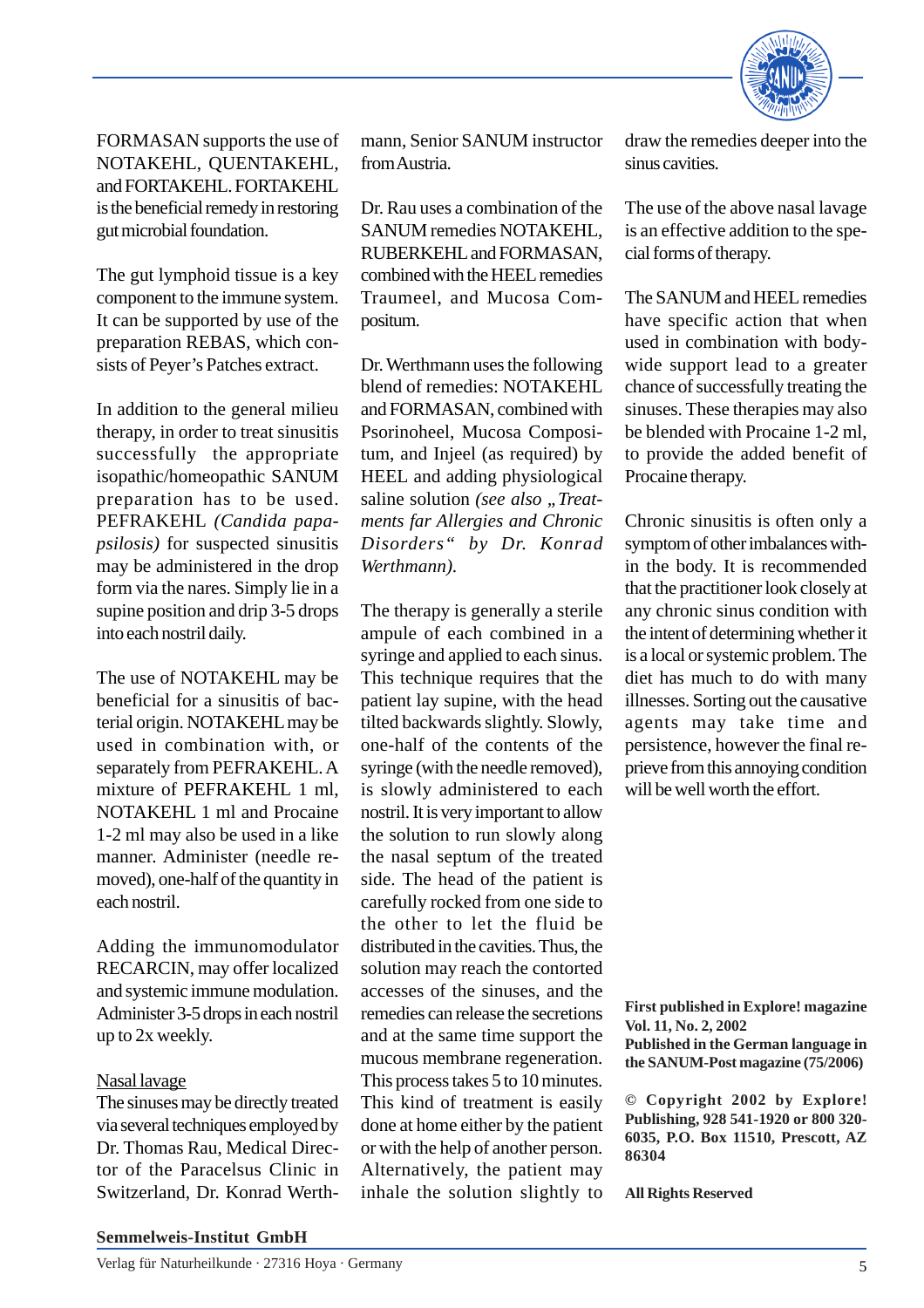FORMASAN supports the use of NOTAKEHL, QUENTAKEHL, and FORTAKEHL. FORTAKEHL is the beneficial remedy in restoring gut microbial foundation.

The gut lymphoid tissue is a key component to the immune system. It can be supported by use of the preparation REBAS, which consists of Peyer's Patches extract.

In addition to the general milieu therapy, in order to treat sinusitis successfully the appropriate isopathic/homeopathic SANUM preparation has to be used. PEFRAKEHL *(Candida papapsilosis)* for suspected sinusitis may be administered in the drop form via the nares. Simply lie in a supine position and drip 3-5 drops into each nostril daily.

The use of NOTAKEHL may be beneficial for a sinusitis of bacterial origin. NOTAKEHL may be used in combination with, or separately from PEFRAKEHL. A mixture of PEFRAKEHL 1 ml, NOTAKEHL 1 ml and Procaine 1-2 ml may also be used in a like manner. Administer (needle removed), one-half of the quantity in each nostril.

Adding the immunomodulator RECARCIN, may offer localized and systemic immune modulation. Administer 3-5 drops in each nostril up to 2x weekly.

Nasal lavage

The sinuses may be directly treated via several techniques employed by Dr. Thomas Rau, Medical Director of the Paracelsus Clinic in Switzerland, Dr. Konrad Werthmann, Senior SANUM instructor from Austria.

Dr. Rau uses a combination of the SANUM remedies NOTAKEHL, RUBERKEHL and FORMASAN, combined with the HEEL remedies Traumeel, and Mucosa Compositum.

Dr. Werthmann uses the following blend of remedies: NOTAKEHL and FORMASAN, combined with Psorinoheel, Mucosa Compositum, and Injeel (as required) by HEEL and adding physiological saline solution *(see also „Treatments far Allergies and Chronic Disorders" by Dr. Konrad Werthmann).*

The therapy is generally a sterile ampule of each combined in a syringe and applied to each sinus. This technique requires that the patient lay supine, with the head tilted backwards slightly. Slowly, one-half of the contents of the syringe (with the needle removed), is slowly administered to each nostril. It is very important to allow the solution to run slowly along the nasal septum of the treated side. The head of the patient is carefully rocked from one side to the other to let the fluid be distributed in the cavities. Thus, the solution may reach the contorted accesses of the sinuses, and the remedies can release the secretions and at the same time support the mucous membrane regeneration. This process takes 5 to 10 minutes. This kind of treatment is easily done at home either by the patient or with the help of another person. Alternatively, the patient may inhale the solution slightly to draw the remedies deeper into the sinus cavities.

The use of the above nasal lavage is an effective addition to the special forms of therapy.

The SANUM and HEEL remedies have specific action that when used in combination with body-wide support lead to a greater chance of successfully treating the sinuses. These therapies may also be blended with Procaine 1-2 ml, to provide the added benefit of Procaine therapy.

Chronic sinusitis is often only a symptom of other imbalances within the body. It is recommended that the practitioner look closely at any chronic sinus condition with the intent of determining whether it is a local or systemic problem. The diet has much to do with many illnesses. Sorting out the causative agents may take time and persistence, however the final reprieve from this annoying condition will be well worth the effort.

**First published in Explore! magazine Vol. 11, No. 2, 2002**
**Published in the German language in the SANUM-Post magazine (75/2006)**

**© Copyright 2002 by Explore! Publishing, 928 541-1920 or 800 320-6035, P.O. Box 11510, Prescott, AZ 86304**

**All Rights Reserved**

**Semmelweis-Institut GmbH**
Verlag für Naturheilkunde · 27316 Hoya · Germany